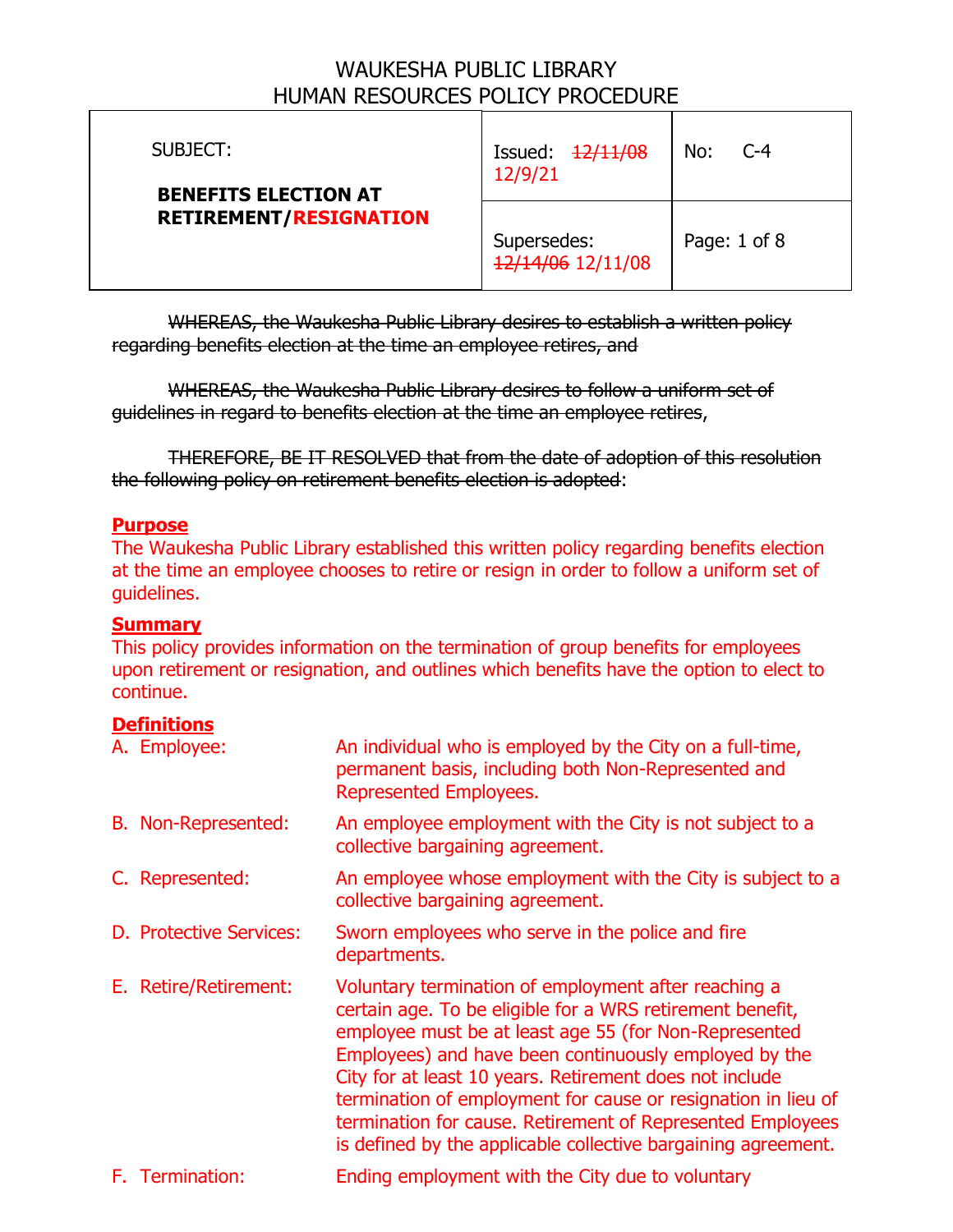# WAUKESHA PUBLIC LIBRARY
# HUMAN RESOURCES POLICY PROCEDURE

| SUBJECT: **BENEFITS ELECTION AT RETIREMENT/RESIGNATION** | Issued: ~~12/11/08~~ 12/9/21 | No: C-4 |
|---|---|---|
| | Supersedes: ~~12/14/06~~ 12/11/08 | Page: 1 of 8 |

~~WHEREAS, the Waukesha Public Library desires to establish a written policy regarding benefits election at the time an employee retires, and~~

~~WHEREAS, the Waukesha Public Library desires to follow a uniform set of guidelines in regard to benefits election at the time an employee retires~~,

~~THEREFORE, BE IT RESOLVED that from the date of adoption of this resolution the following policy on retirement benefits election is adopted~~:

**Purpose**

The Waukesha Public Library established this written policy regarding benefits election at the time an employee chooses to retire or resign in order to follow a uniform set of guidelines.

**Summary**

This policy provides information on the termination of group benefits for employees upon retirement or resignation, and outlines which benefits have the option to elect to continue.

**Definitions**

A. Employee: An individual who is employed by the City on a full-time, permanent basis, including both Non-Represented and Represented Employees.

B. Non-Represented: An employee employment with the City is not subject to a collective bargaining agreement.

C. Represented: An employee whose employment with the City is subject to a collective bargaining agreement.

D. Protective Services: Sworn employees who serve in the police and fire departments.

E. Retire/Retirement: Voluntary termination of employment after reaching a certain age. To be eligible for a WRS retirement benefit, employee must be at least age 55 (for Non-Represented Employees) and have been continuously employed by the City for at least 10 years. Retirement does not include termination of employment for cause or resignation in lieu of termination for cause. Retirement of Represented Employees is defined by the applicable collective bargaining agreement.

F. Termination: Ending employment with the City due to voluntary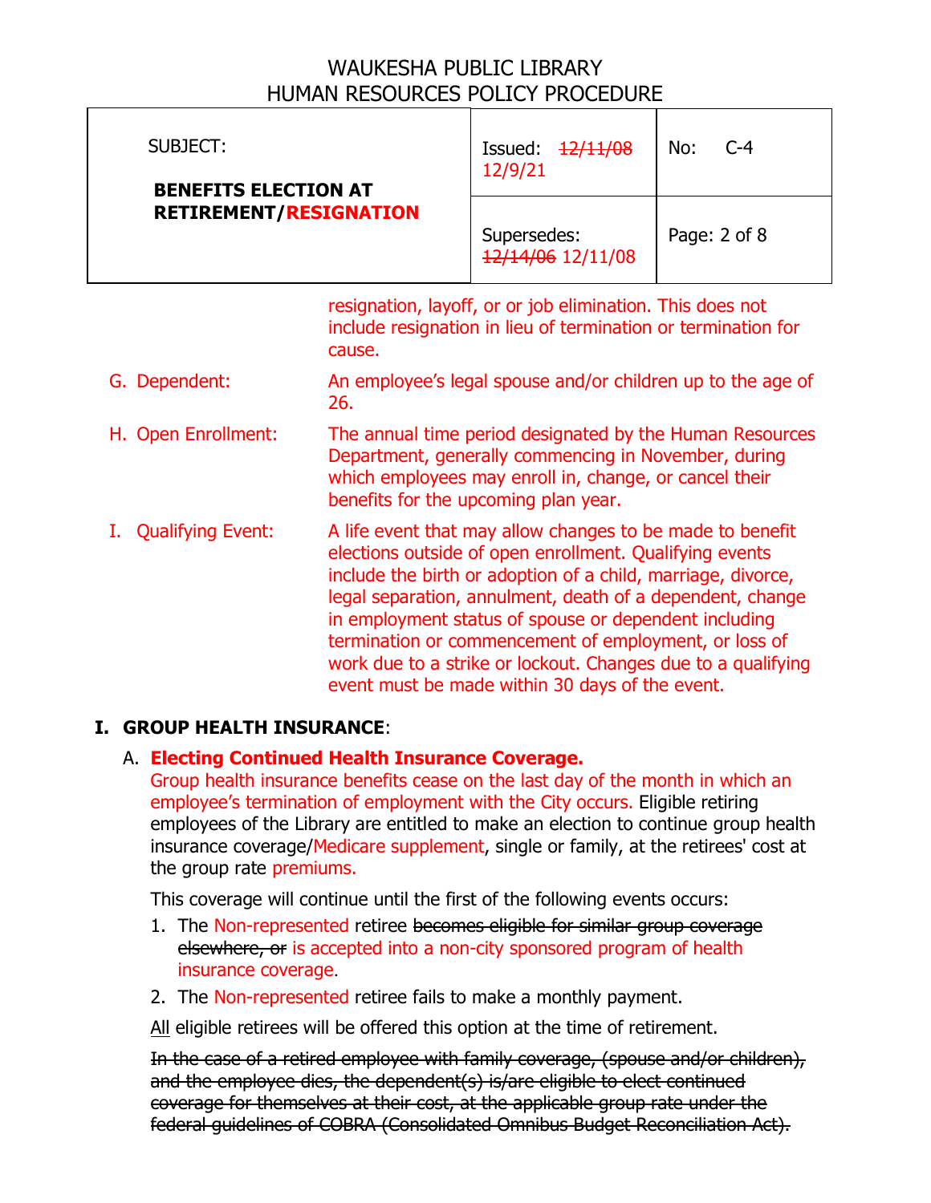resignation, layoff, or or job elimination. This does not include resignation in lieu of termination or termination for cause.

G. Dependent: An employee's legal spouse and/or children up to the age of 26.

H. Open Enrollment: The annual time period designated by the Human Resources Department, generally commencing in November, during which employees may enroll in, change, or cancel their benefits for the upcoming plan year.

I. Qualifying Event: A life event that may allow changes to be made to benefit elections outside of open enrollment. Qualifying events include the birth or adoption of a child, marriage, divorce, legal separation, annulment, death of a dependent, change in employment status of spouse or dependent including termination or commencement of employment, or loss of work due to a strike or lockout. Changes due to a qualifying event must be made within 30 days of the event.

## I. GROUP HEALTH INSURANCE:

A. **Electing Continued Health Insurance Coverage.**
Group health insurance benefits cease on the last day of the month in which an employee's termination of employment with the City occurs. Eligible retiring employees of the Library are entitled to make an election to continue group health insurance coverage/Medicare supplement, single or family, at the retirees' cost at the group rate premiums.

This coverage will continue until the first of the following events occurs:

1. The Non-represented retiree ~~becomes eligible for similar group coverage elsewhere, or~~ is accepted into a non-city sponsored program of health insurance coverage.
2. The Non-represented retiree fails to make a monthly payment.

All eligible retirees will be offered this option at the time of retirement.

~~In the case of a retired employee with family coverage, (spouse and/or children), and the employee dies, the dependent(s) is/are eligible to elect continued coverage for themselves at their cost, at the applicable group rate under the federal guidelines of COBRA (Consolidated Omnibus Budget Reconciliation Act).~~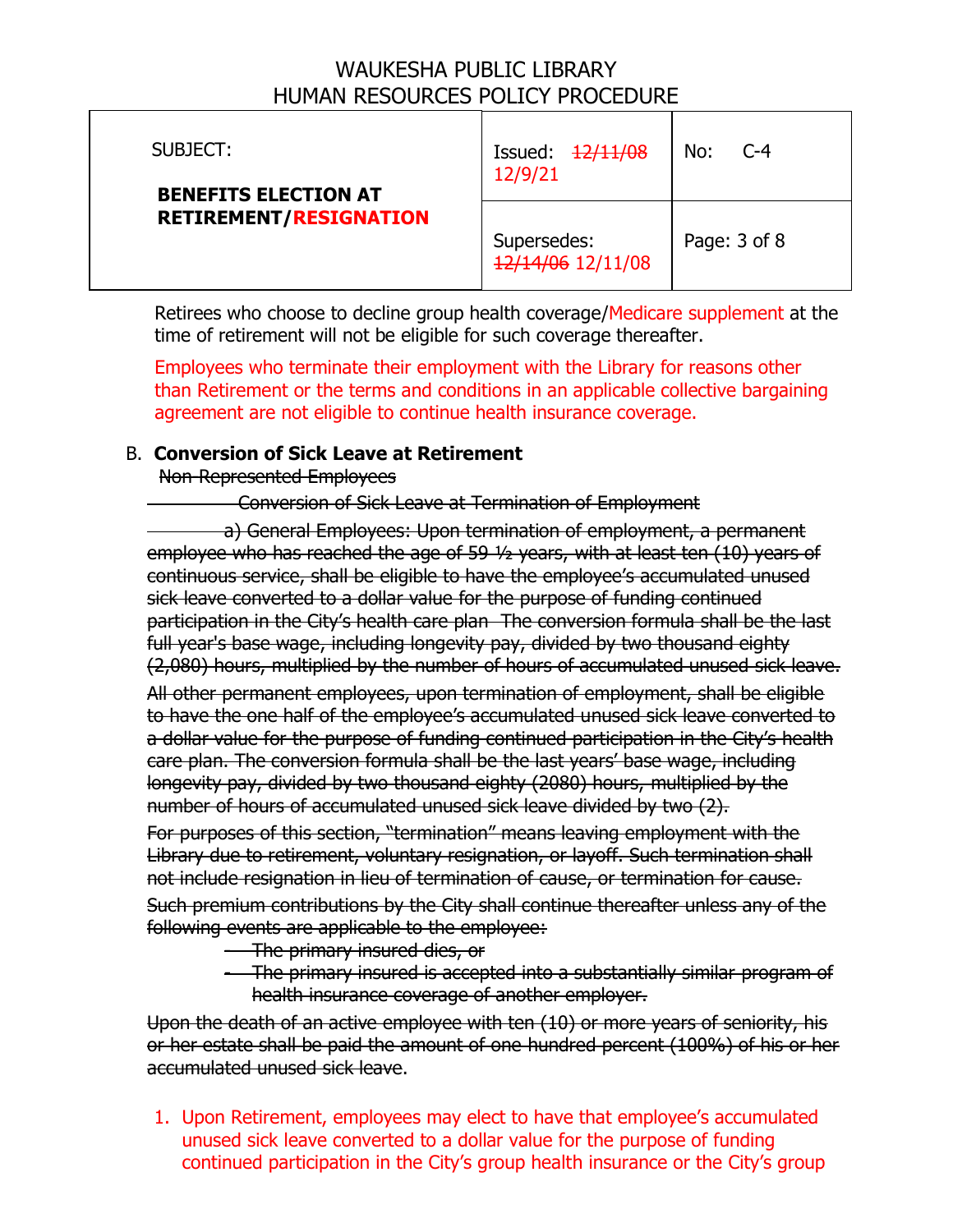WAUKESHA PUBLIC LIBRARY
HUMAN RESOURCES POLICY PROCEDURE

| SUBJECT: **BENEFITS ELECTION AT RETIREMENT/RESIGNATION** | Issued: ~~12/11/08~~ 12/9/21 | No: C-4 |
|---|---|---|
| | Supersedes: ~~12/14/06~~ 12/11/08 | Page: 3 of 8 |

Retirees who choose to decline group health coverage/Medicare supplement at the time of retirement will not be eligible for such coverage thereafter.

Employees who terminate their employment with the Library for reasons other than Retirement or the terms and conditions in an applicable collective bargaining agreement are not eligible to continue health insurance coverage.

B. **Conversion of Sick Leave at Retirement**

~~Non-Represented Employees~~

~~Conversion of Sick Leave at Termination of Employment~~

~~a) General Employees: Upon termination of employment, a permanent employee who has reached the age of 59 ½ years, with at least ten (10) years of continuous service, shall be eligible to have the employee's accumulated unused sick leave converted to a dollar value for the purpose of funding continued participation in the City's health care plan The conversion formula shall be the last full year's base wage, including longevity pay, divided by two thousand eighty (2,080) hours, multiplied by the number of hours of accumulated unused sick leave.~~

~~All other permanent employees, upon termination of employment, shall be eligible to have the one half of the employee's accumulated unused sick leave converted to a dollar value for the purpose of funding continued participation in the City's health care plan. The conversion formula shall be the last years' base wage, including longevity pay, divided by two thousand eighty (2080) hours, multiplied by the number of hours of accumulated unused sick leave divided by two (2).~~

~~For purposes of this section, "termination" means leaving employment with the Library due to retirement, voluntary resignation, or layoff. Such termination shall not include resignation in lieu of termination of cause, or termination for cause.~~

~~Such premium contributions by the City shall continue thereafter unless any of the following events are applicable to the employee:~~

- ~~The primary insured dies, or~~
- ~~The primary insured is accepted into a substantially similar program of health insurance coverage of another employer.~~

~~Upon the death of an active employee with ten (10) or more years of seniority, his or her estate shall be paid the amount of one hundred percent (100%) of his or her accumulated unused sick leave.~~

1. Upon Retirement, employees may elect to have that employee's accumulated unused sick leave converted to a dollar value for the purpose of funding continued participation in the City's group health insurance or the City's group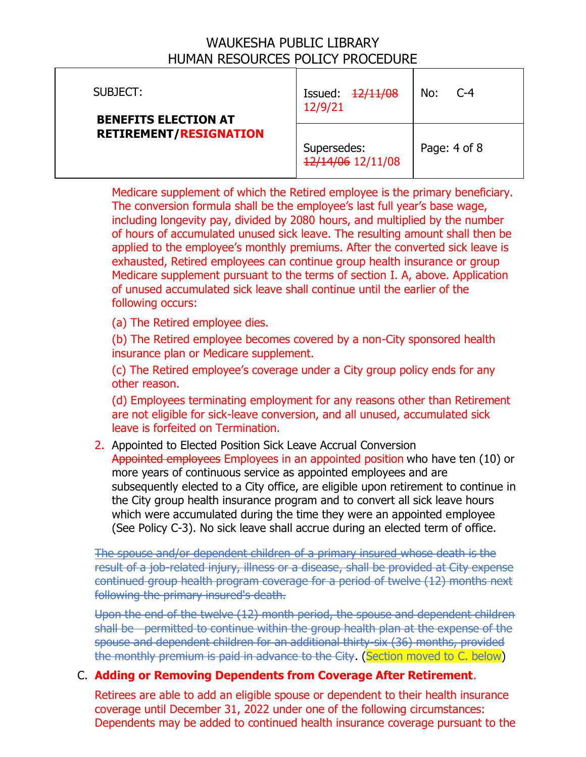Medicare supplement of which the Retired employee is the primary beneficiary. The conversion formula shall be the employee's last full year's base wage, including longevity pay, divided by 2080 hours, and multiplied by the number of hours of accumulated unused sick leave. The resulting amount shall then be applied to the employee's monthly premiums. After the converted sick leave is exhausted, Retired employees can continue group health insurance or group Medicare supplement pursuant to the terms of section I. A, above. Application of unused accumulated sick leave shall continue until the earlier of the following occurs:

(a) The Retired employee dies.

(b) The Retired employee becomes covered by a non-City sponsored health insurance plan or Medicare supplement.

(c) The Retired employee's coverage under a City group policy ends for any other reason.

(d) Employees terminating employment for any reasons other than Retirement are not eligible for sick-leave conversion, and all unused, accumulated sick leave is forfeited on Termination.

2. Appointed to Elected Position Sick Leave Accrual Conversion
~~Appointed employees~~ Employees in an appointed position who have ten (10) or more years of continuous service as appointed employees and are subsequently elected to a City office, are eligible upon retirement to continue in the City group health insurance program and to convert all sick leave hours which were accumulated during the time they were an appointed employee (See Policy C-3). No sick leave shall accrue during an elected term of office.

~~The spouse and/or dependent children of a primary insured whose death is the result of a job-related injury, illness or a disease, shall be provided at City expense continued group health program coverage for a period of twelve (12) months next following the primary insured's death.~~

~~Upon the end of the twelve (12) month period, the spouse and dependent children shall be permitted to continue within the group health plan at the expense of the spouse and dependent children for an additional thirty-six (36) months, provided the monthly premium is paid in advance to the City~~. (Section moved to C. below)

C. **Adding or Removing Dependents from Coverage After Retirement**.

Retirees are able to add an eligible spouse or dependent to their health insurance coverage until December 31, 2022 under one of the following circumstances: Dependents may be added to continued health insurance coverage pursuant to the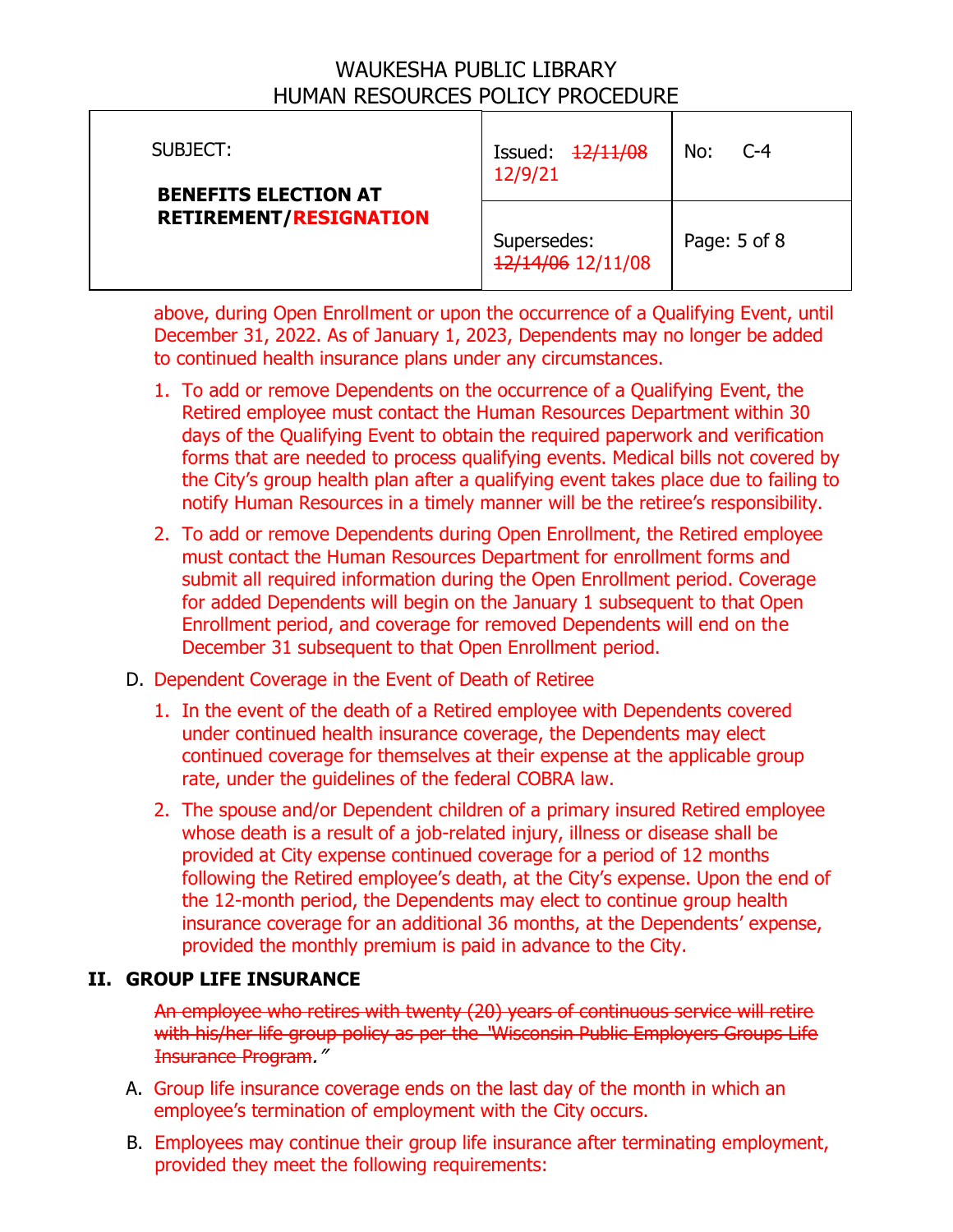above, during Open Enrollment or upon the occurrence of a Qualifying Event, until December 31, 2022. As of January 1, 2023, Dependents may no longer be added to continued health insurance plans under any circumstances.

1. To add or remove Dependents on the occurrence of a Qualifying Event, the Retired employee must contact the Human Resources Department within 30 days of the Qualifying Event to obtain the required paperwork and verification forms that are needed to process qualifying events. Medical bills not covered by the City's group health plan after a qualifying event takes place due to failing to notify Human Resources in a timely manner will be the retiree's responsibility.
2. To add or remove Dependents during Open Enrollment, the Retired employee must contact the Human Resources Department for enrollment forms and submit all required information during the Open Enrollment period. Coverage for added Dependents will begin on the January 1 subsequent to that Open Enrollment period, and coverage for removed Dependents will end on the December 31 subsequent to that Open Enrollment period.

D. Dependent Coverage in the Event of Death of Retiree

1. In the event of the death of a Retired employee with Dependents covered under continued health insurance coverage, the Dependents may elect continued coverage for themselves at their expense at the applicable group rate, under the guidelines of the federal COBRA law.
2. The spouse and/or Dependent children of a primary insured Retired employee whose death is a result of a job-related injury, illness or disease shall be provided at City expense continued coverage for a period of 12 months following the Retired employee's death, at the City's expense. Upon the end of the 12-month period, the Dependents may elect to continue group health insurance coverage for an additional 36 months, at the Dependents' expense, provided the monthly premium is paid in advance to the City.

## II. GROUP LIFE INSURANCE

~~An employee who retires with twenty (20) years of continuous service will retire with his/her life group policy as per the "Wisconsin Public Employers Groups Life Insurance Program."~~

A. Group life insurance coverage ends on the last day of the month in which an employee's termination of employment with the City occurs.

B. Employees may continue their group life insurance after terminating employment, provided they meet the following requirements: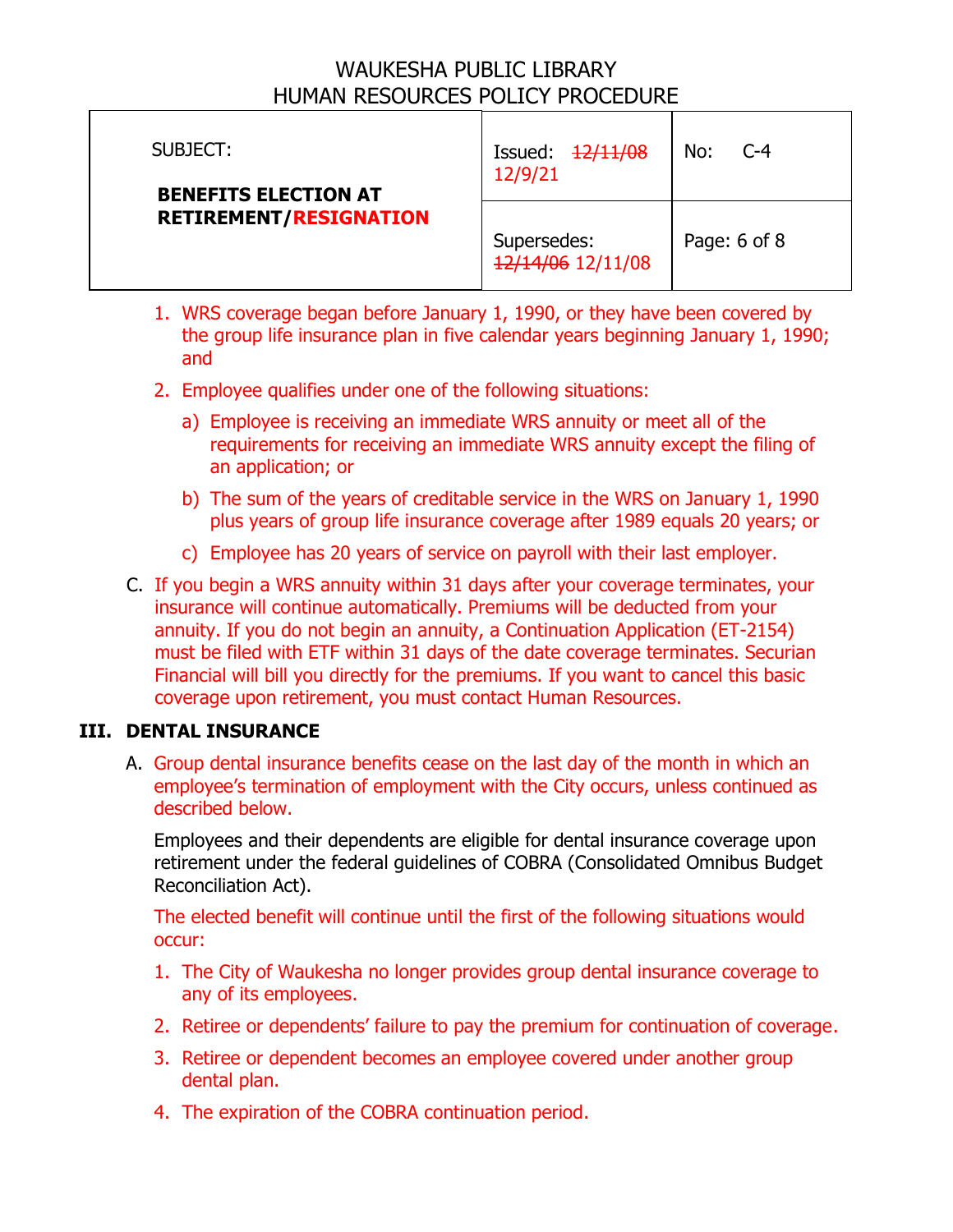1. WRS coverage began before January 1, 1990, or they have been covered by the group life insurance plan in five calendar years beginning January 1, 1990; and

2. Employee qualifies under one of the following situations:

   a) Employee is receiving an immediate WRS annuity or meet all of the requirements for receiving an immediate WRS annuity except the filing of an application; or

   b) The sum of the years of creditable service in the WRS on January 1, 1990 plus years of group life insurance coverage after 1989 equals 20 years; or

   c) Employee has 20 years of service on payroll with their last employer.

C. If you begin a WRS annuity within 31 days after your coverage terminates, your insurance will continue automatically. Premiums will be deducted from your annuity. If you do not begin an annuity, a Continuation Application (ET-2154) must be filed with ETF within 31 days of the date coverage terminates. Securian Financial will bill you directly for the premiums. If you want to cancel this basic coverage upon retirement, you must contact Human Resources.

## III. DENTAL INSURANCE

A. Group dental insurance benefits cease on the last day of the month in which an employee's termination of employment with the City occurs, unless continued as described below.

   Employees and their dependents are eligible for dental insurance coverage upon retirement under the federal guidelines of COBRA (Consolidated Omnibus Budget Reconciliation Act).

   The elected benefit will continue until the first of the following situations would occur:

   1. The City of Waukesha no longer provides group dental insurance coverage to any of its employees.

   2. Retiree or dependents' failure to pay the premium for continuation of coverage.

   3. Retiree or dependent becomes an employee covered under another group dental plan.

   4. The expiration of the COBRA continuation period.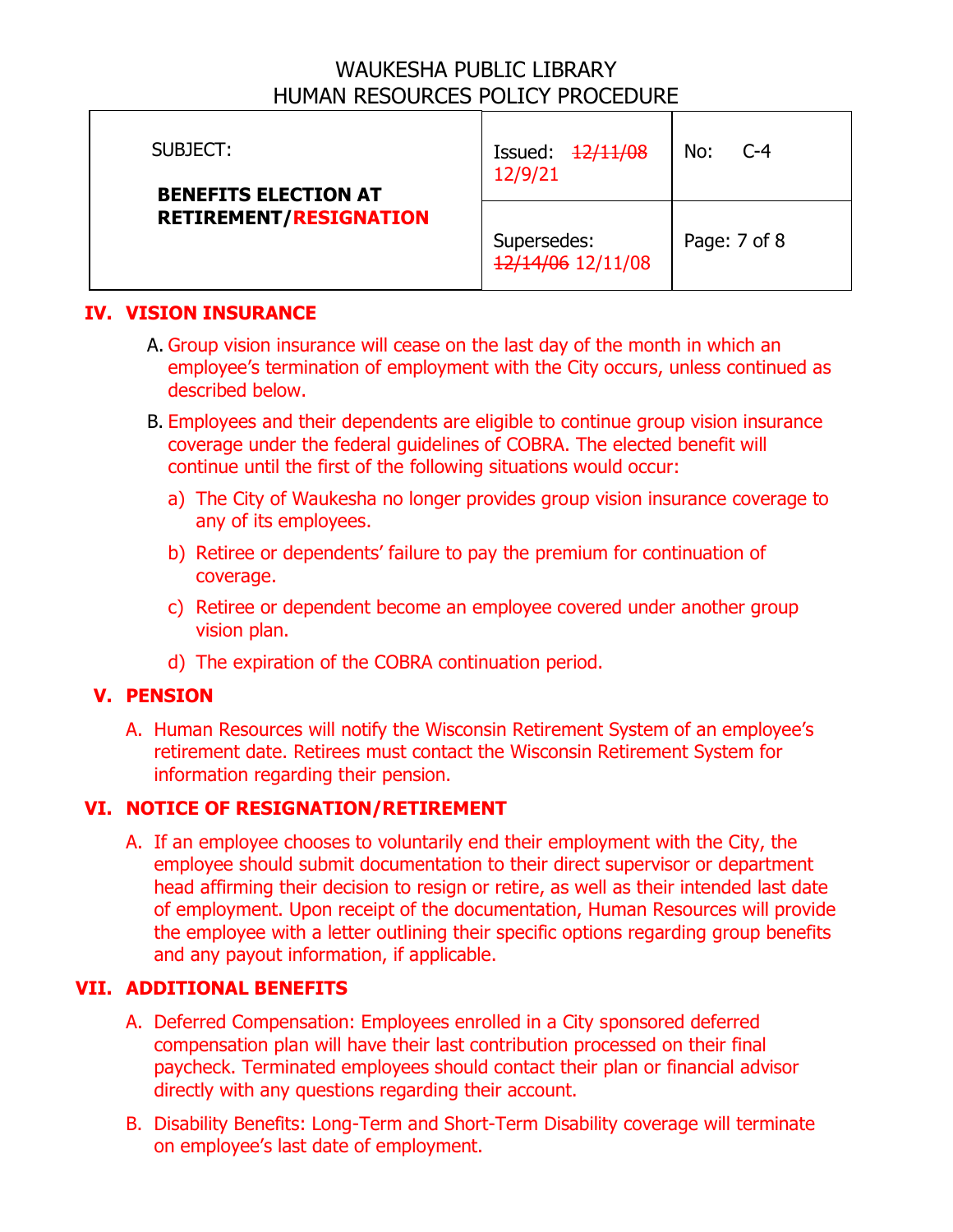# WAUKESHA PUBLIC LIBRARY
# HUMAN RESOURCES POLICY PROCEDURE

| SUBJECT: **BENEFITS ELECTION AT RETIREMENT/RESIGNATION** | Issued: ~~12/11/08~~ 12/9/21 | No: C-4 |
|---|---|---|
| | Supersedes: ~~12/14/06~~ 12/11/08 | Page: 7 of 8 |

## IV. VISION INSURANCE

A. Group vision insurance will cease on the last day of the month in which an employee's termination of employment with the City occurs, unless continued as described below.

B. Employees and their dependents are eligible to continue group vision insurance coverage under the federal guidelines of COBRA. The elected benefit will continue until the first of the following situations would occur:

   a) The City of Waukesha no longer provides group vision insurance coverage to any of its employees.

   b) Retiree or dependents' failure to pay the premium for continuation of coverage.

   c) Retiree or dependent become an employee covered under another group vision plan.

   d) The expiration of the COBRA continuation period.

## V. PENSION

A. Human Resources will notify the Wisconsin Retirement System of an employee's retirement date. Retirees must contact the Wisconsin Retirement System for information regarding their pension.

## VI. NOTICE OF RESIGNATION/RETIREMENT

A. If an employee chooses to voluntarily end their employment with the City, the employee should submit documentation to their direct supervisor or department head affirming their decision to resign or retire, as well as their intended last date of employment. Upon receipt of the documentation, Human Resources will provide the employee with a letter outlining their specific options regarding group benefits and any payout information, if applicable.

## VII. ADDITIONAL BENEFITS

A. Deferred Compensation: Employees enrolled in a City sponsored deferred compensation plan will have their last contribution processed on their final paycheck. Terminated employees should contact their plan or financial advisor directly with any questions regarding their account.

B. Disability Benefits: Long-Term and Short-Term Disability coverage will terminate on employee's last date of employment.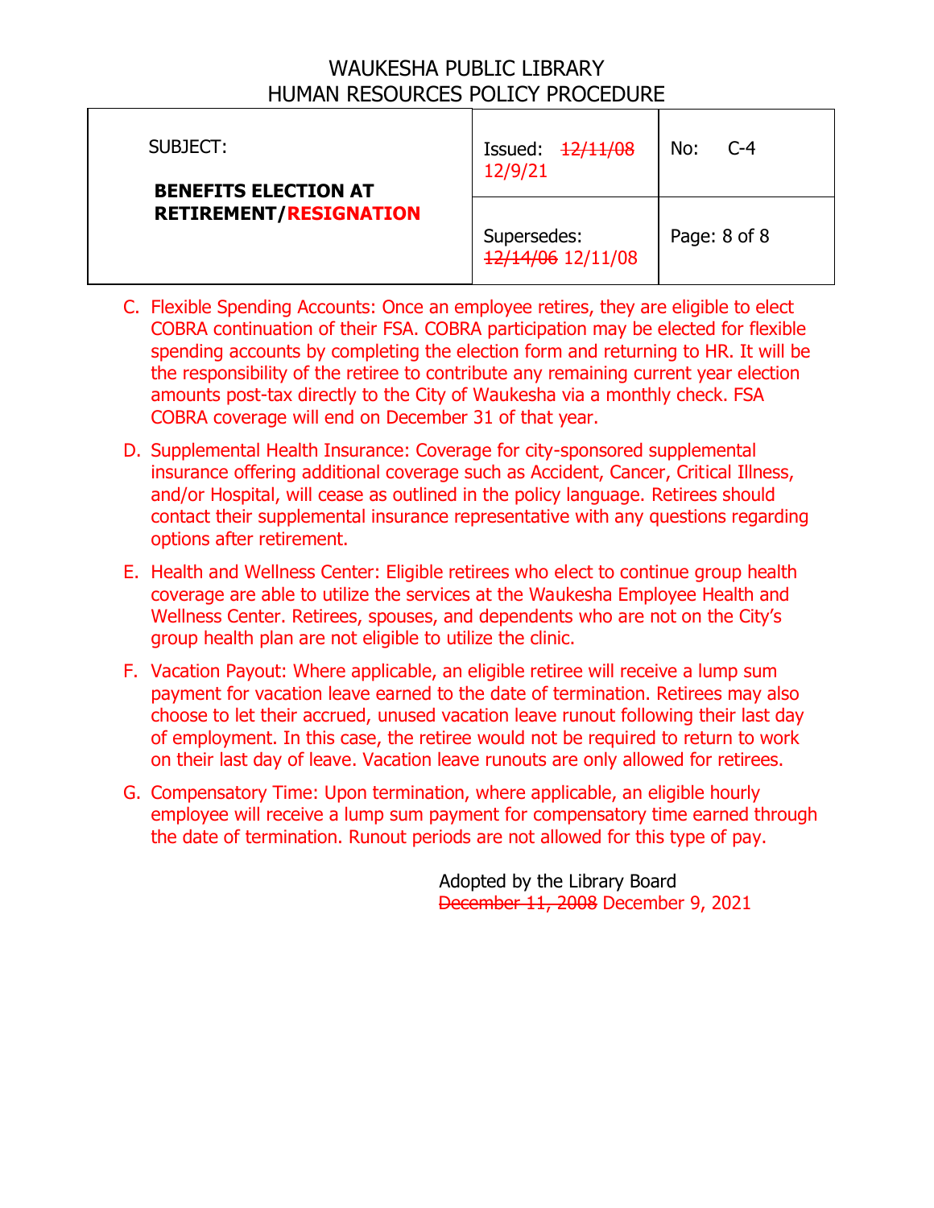WAUKESHA PUBLIC LIBRARY
HUMAN RESOURCES POLICY PROCEDURE

| SUBJECT: **BENEFITS ELECTION AT RETIREMENT/RESIGNATION** | Issued: ~~12/11/08~~ 12/9/21 | No: C-4 |
|---|---|---|
| | Supersedes: ~~12/14/06~~ 12/11/08 | Page: 8 of 8 |

C. Flexible Spending Accounts: Once an employee retires, they are eligible to elect COBRA continuation of their FSA. COBRA participation may be elected for flexible spending accounts by completing the election form and returning to HR. It will be the responsibility of the retiree to contribute any remaining current year election amounts post-tax directly to the City of Waukesha via a monthly check. FSA COBRA coverage will end on December 31 of that year.

D. Supplemental Health Insurance: Coverage for city-sponsored supplemental insurance offering additional coverage such as Accident, Cancer, Critical Illness, and/or Hospital, will cease as outlined in the policy language. Retirees should contact their supplemental insurance representative with any questions regarding options after retirement.

E. Health and Wellness Center: Eligible retirees who elect to continue group health coverage are able to utilize the services at the Waukesha Employee Health and Wellness Center. Retirees, spouses, and dependents who are not on the City's group health plan are not eligible to utilize the clinic.

F. Vacation Payout: Where applicable, an eligible retiree will receive a lump sum payment for vacation leave earned to the date of termination. Retirees may also choose to let their accrued, unused vacation leave runout following their last day of employment. In this case, the retiree would not be required to return to work on their last day of leave. Vacation leave runouts are only allowed for retirees.

G. Compensatory Time: Upon termination, where applicable, an eligible hourly employee will receive a lump sum payment for compensatory time earned through the date of termination. Runout periods are not allowed for this type of pay.

Adopted by the Library Board
~~December 11, 2008~~ December 9, 2021